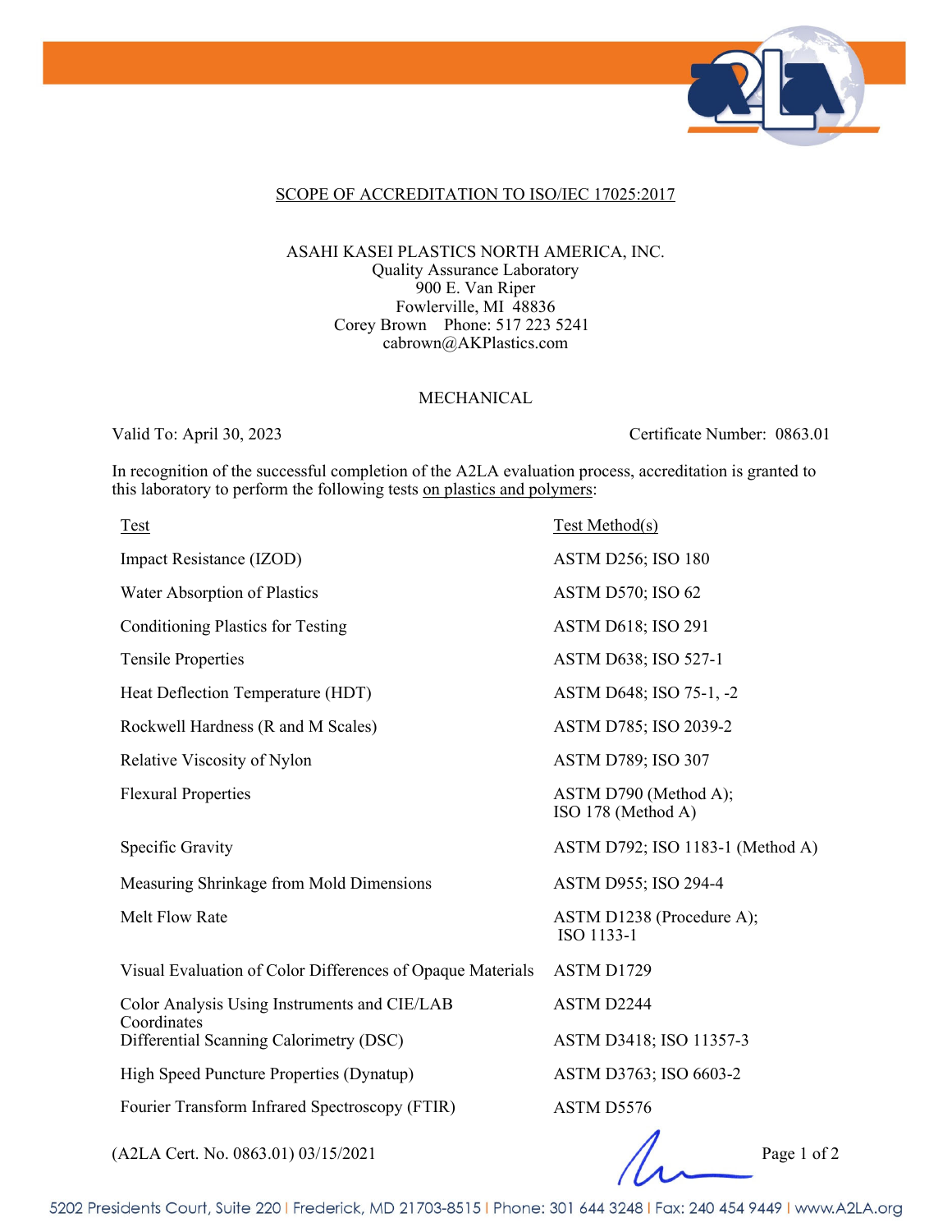## SCOPE OF ACCREDITATION TO ISO/IEC 17025:2017

ASAHI KASEI PLASTICS NORTH AMERICA, INC.
Quality Assurance Laboratory
900 E. Van Riper
Fowlerville, MI 48836
Corey Brown Phone: 517 223 5241
cabrown@AKPlastics.com

### MECHANICAL

Valid To: April 30, 2023 Certificate Number: 0863.01

In recognition of the successful completion of the A2LA evaluation process, accreditation is granted to this laboratory to perform the following tests on plastics and polymers:

| Test | Test Method(s) |
|---|---|
| Impact Resistance (IZOD) | ASTM D256; ISO 180 |
| Water Absorption of Plastics | ASTM D570; ISO 62 |
| Conditioning Plastics for Testing | ASTM D618; ISO 291 |
| Tensile Properties | ASTM D638; ISO 527-1 |
| Heat Deflection Temperature (HDT) | ASTM D648; ISO 75-1, -2 |
| Rockwell Hardness (R and M Scales) | ASTM D785; ISO 2039-2 |
| Relative Viscosity of Nylon | ASTM D789; ISO 307 |
| Flexural Properties | ASTM D790 (Method A); ISO 178 (Method A) |
| Specific Gravity | ASTM D792; ISO 1183-1 (Method A) |
| Measuring Shrinkage from Mold Dimensions | ASTM D955; ISO 294-4 |
| Melt Flow Rate | ASTM D1238 (Procedure A); ISO 1133-1 |
| Visual Evaluation of Color Differences of Opaque Materials | ASTM D1729 |
| Color Analysis Using Instruments and CIE/LAB Coordinates | ASTM D2244 |
| Differential Scanning Calorimetry (DSC) | ASTM D3418; ISO 11357-3 |
| High Speed Puncture Properties (Dynatup) | ASTM D3763; ISO 6603-2 |
| Fourier Transform Infrared Spectroscopy (FTIR) | ASTM D5576 |

(A2LA Cert. No. 0863.01) 03/15/2021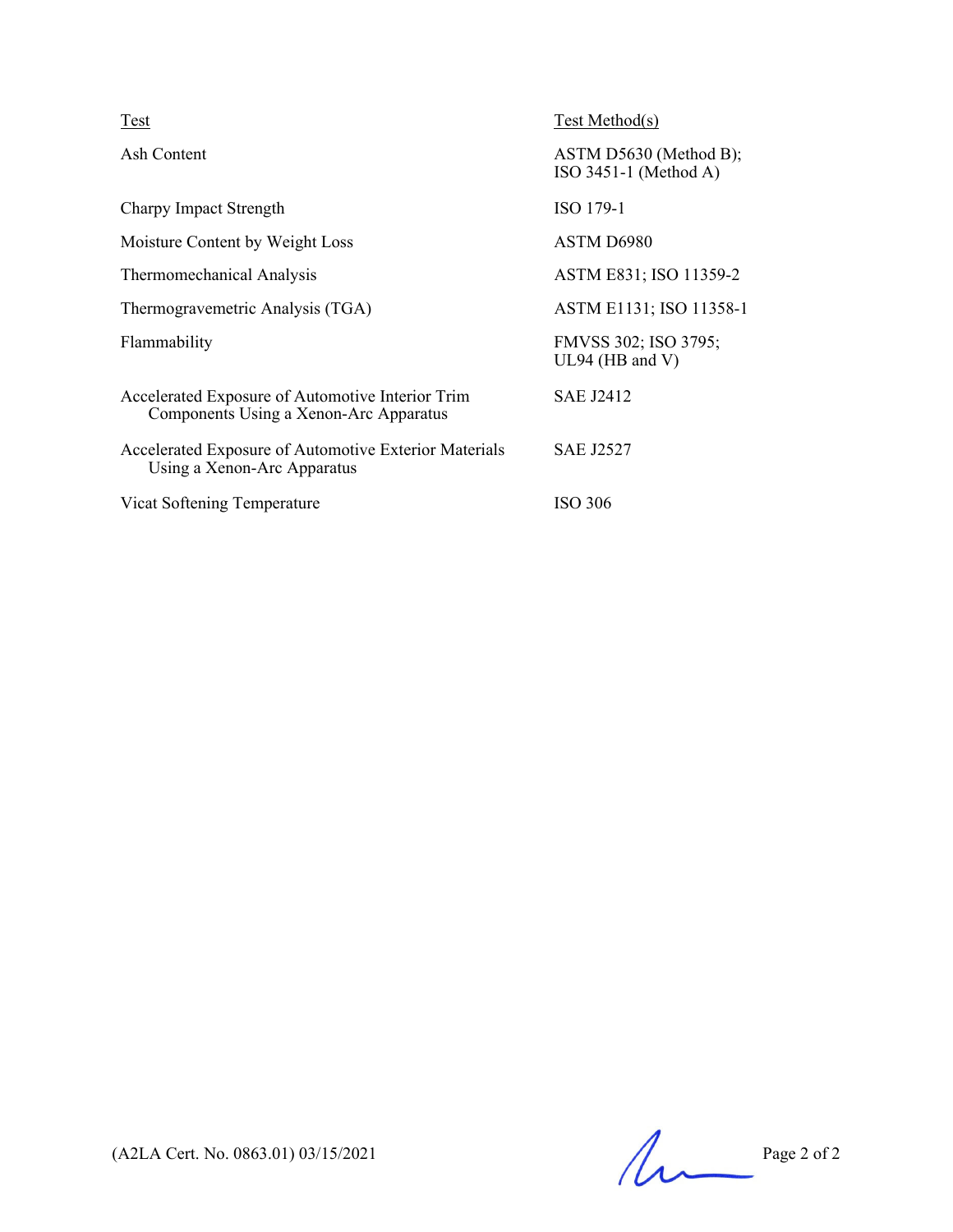| Test | Test Method(s) |
|---|---|
| Ash Content | ASTM D5630 (Method B); ISO 3451-1 (Method A) |
| Charpy Impact Strength | ISO 179-1 |
| Moisture Content by Weight Loss | ASTM D6980 |
| Thermomechanical Analysis | ASTM E831; ISO 11359-2 |
| Thermogravemetric Analysis (TGA) | ASTM E1131; ISO 11358-1 |
| Flammability | FMVSS 302; ISO 3795; UL94 (HB and V) |
| Accelerated Exposure of Automotive Interior Trim Components Using a Xenon-Arc Apparatus | SAE J2412 |
| Accelerated Exposure of Automotive Exterior Materials Using a Xenon-Arc Apparatus | SAE J2527 |
| Vicat Softening Temperature | ISO 306 |

(A2LA Cert. No. 0863.01) 03/15/2021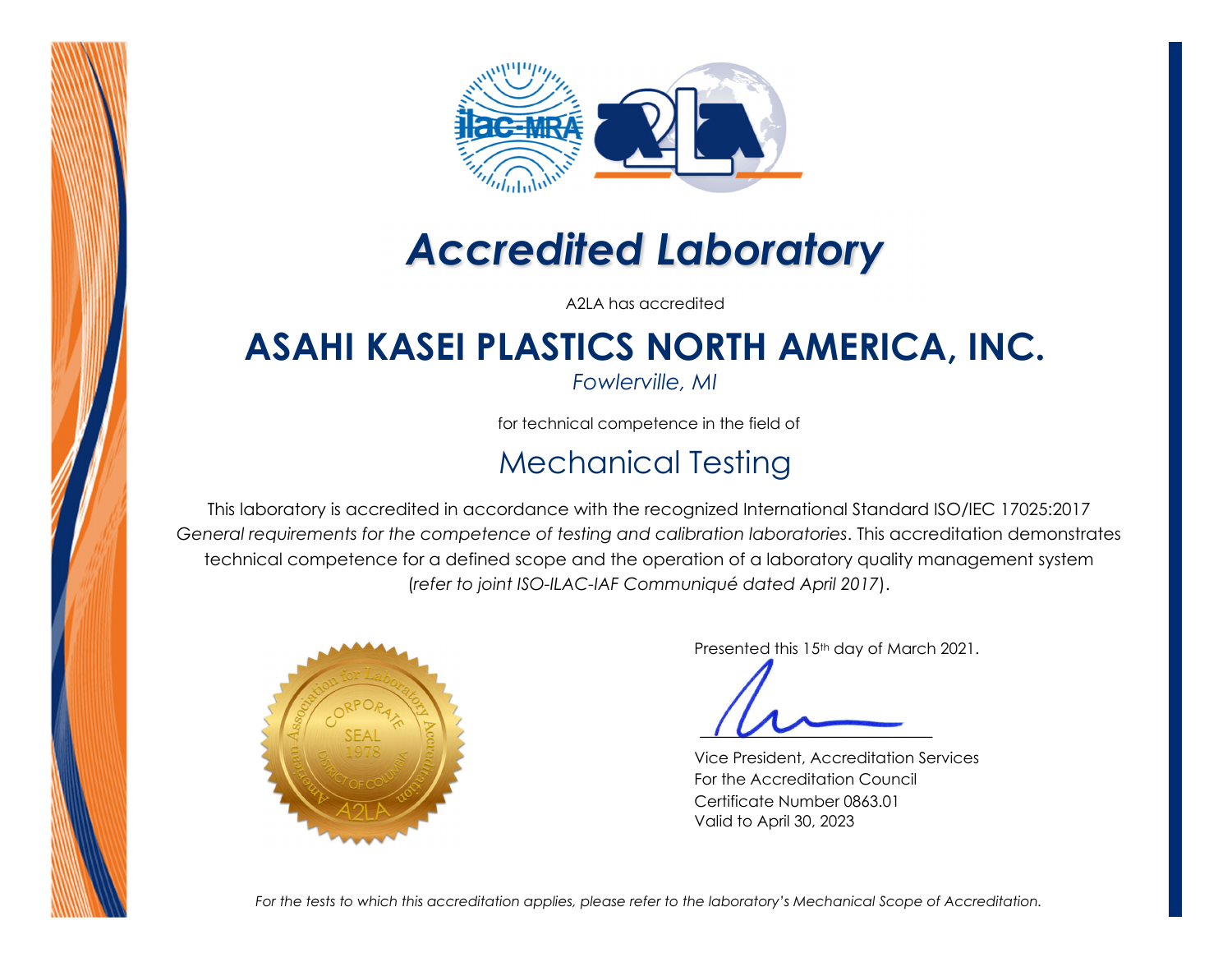# Accredited Laboratory

A2LA has accredited

## ASAHI KASEI PLASTICS NORTH AMERICA, INC.

*Fowlerville, MI*

for technical competence in the field of

## Mechanical Testing

This laboratory is accredited in accordance with the recognized International Standard ISO/IEC 17025:2017 *General requirements for the competence of testing and calibration laboratories*. This accreditation demonstrates technical competence for a defined scope and the operation of a laboratory quality management system (*refer to joint ISO-ILAC-IAF Communiqué dated April 2017*).

Presented this 15th day of March 2021.

Vice President, Accreditation Services
For the Accreditation Council
Certificate Number 0863.01
Valid to April 30, 2023

*For the tests to which this accreditation applies, please refer to the laboratory's Mechanical Scope of Accreditation.*